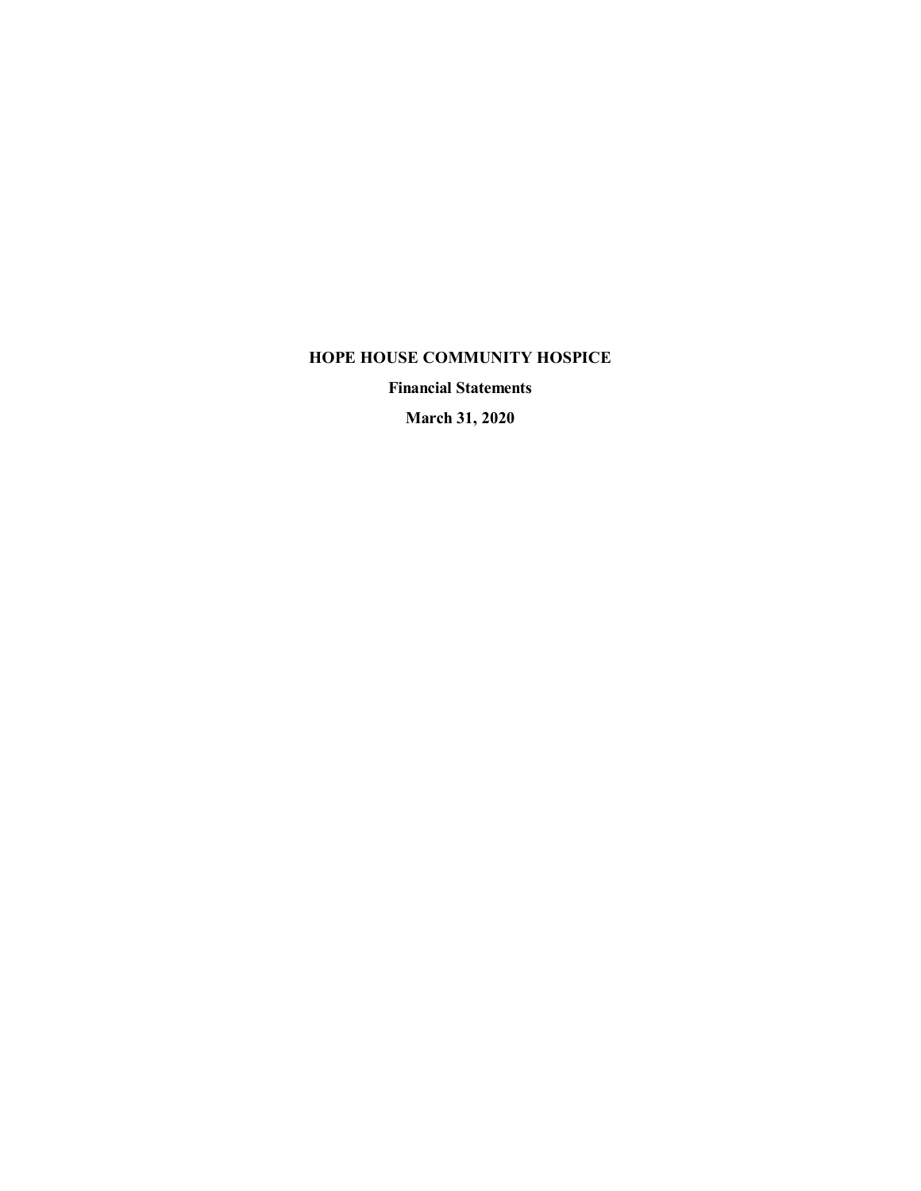# HOPE HOUSE COMMUNITY HOSPICE

**Financial Statements**

**March 31, 2020**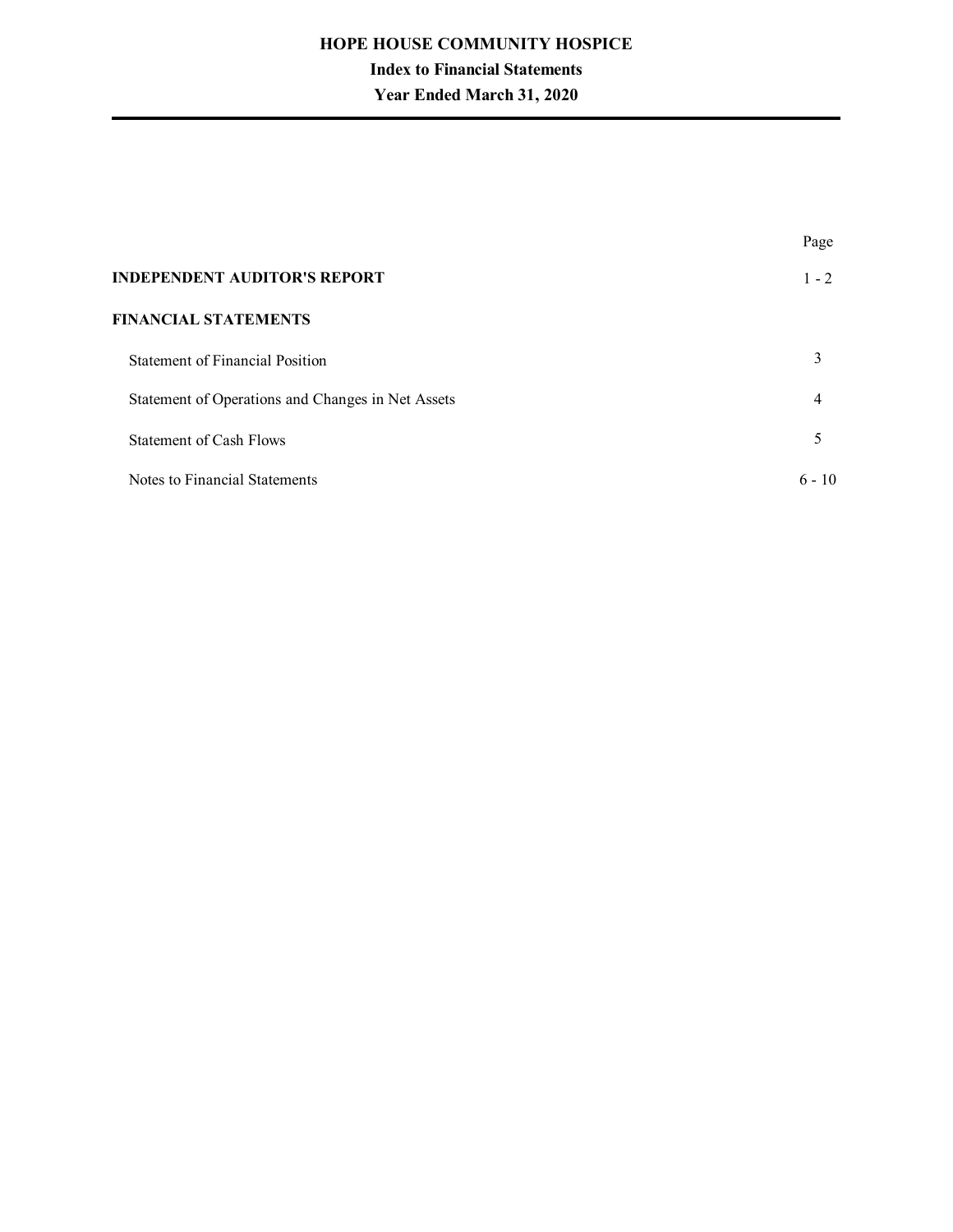# HOPE HOUSE COMMUNITY HOSPICE

## Index to Financial Statements

### Year Ended March 31, 2020

| | Page |
|---|---|
| **INDEPENDENT AUDITOR'S REPORT** | 1 - 2 |
| **FINANCIAL STATEMENTS** | |
| Statement of Financial Position | 3 |
| Statement of Operations and Changes in Net Assets | 4 |
| Statement of Cash Flows | 5 |
| Notes to Financial Statements | 6 - 10 |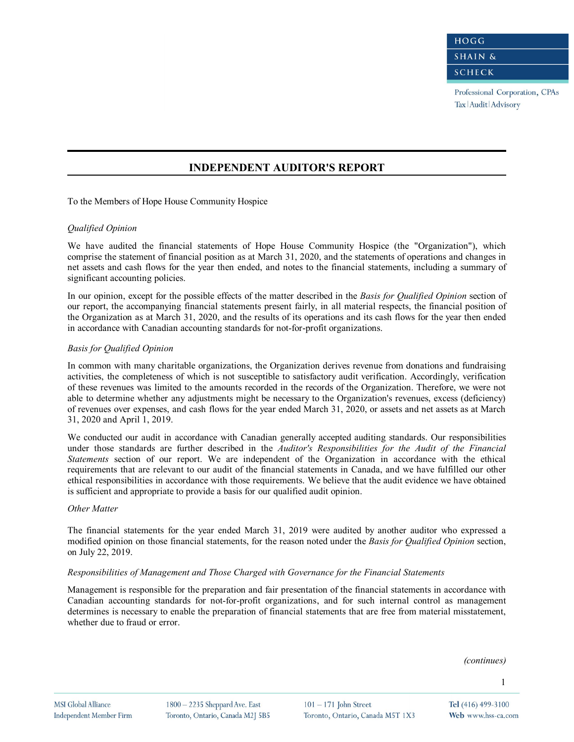# INDEPENDENT AUDITOR'S REPORT

To the Members of Hope House Community Hospice

*Qualified Opinion*

We have audited the financial statements of Hope House Community Hospice (the "Organization"), which comprise the statement of financial position as at March 31, 2020, and the statements of operations and changes in net assets and cash flows for the year then ended, and notes to the financial statements, including a summary of significant accounting policies.

In our opinion, except for the possible effects of the matter described in the *Basis for Qualified Opinion* section of our report, the accompanying financial statements present fairly, in all material respects, the financial position of the Organization as at March 31, 2020, and the results of its operations and its cash flows for the year then ended in accordance with Canadian accounting standards for not-for-profit organizations.

*Basis for Qualified Opinion*

In common with many charitable organizations, the Organization derives revenue from donations and fundraising activities, the completeness of which is not susceptible to satisfactory audit verification. Accordingly, verification of these revenues was limited to the amounts recorded in the records of the Organization. Therefore, we were not able to determine whether any adjustments might be necessary to the Organization's revenues, excess (deficiency) of revenues over expenses, and cash flows for the year ended March 31, 2020, or assets and net assets as at March 31, 2020 and April 1, 2019.

We conducted our audit in accordance with Canadian generally accepted auditing standards. Our responsibilities under those standards are further described in the *Auditor's Responsibilities for the Audit of the Financial Statements* section of our report. We are independent of the Organization in accordance with the ethical requirements that are relevant to our audit of the financial statements in Canada, and we have fulfilled our other ethical responsibilities in accordance with those requirements. We believe that the audit evidence we have obtained is sufficient and appropriate to provide a basis for our qualified audit opinion.

*Other Matter*

The financial statements for the year ended March 31, 2019 were audited by another auditor who expressed a modified opinion on those financial statements, for the reason noted under the *Basis for Qualified Opinion* section, on July 22, 2019.

*Responsibilities of Management and Those Charged with Governance for the Financial Statements*

Management is responsible for the preparation and fair presentation of the financial statements in accordance with Canadian accounting standards for not-for-profit organizations, and for such internal control as management determines is necessary to enable the preparation of financial statements that are free from material misstatement, whether due to fraud or error.

*(continues)*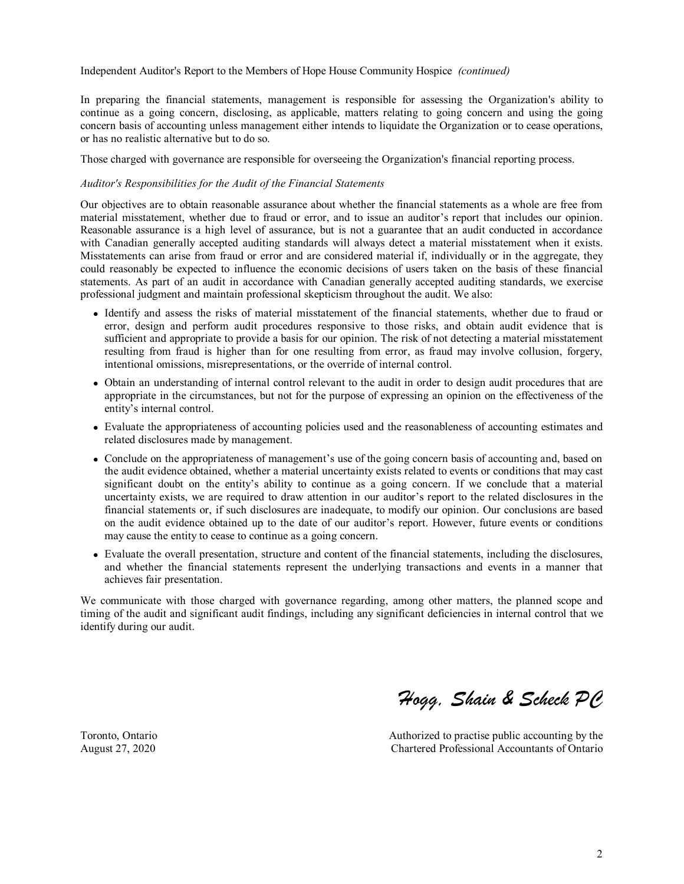Independent Auditor's Report to the Members of Hope House Community Hospice *(continued)*

In preparing the financial statements, management is responsible for assessing the Organization's ability to continue as a going concern, disclosing, as applicable, matters relating to going concern and using the going concern basis of accounting unless management either intends to liquidate the Organization or to cease operations, or has no realistic alternative but to do so.

Those charged with governance are responsible for overseeing the Organization's financial reporting process.

*Auditor's Responsibilities for the Audit of the Financial Statements*

Our objectives are to obtain reasonable assurance about whether the financial statements as a whole are free from material misstatement, whether due to fraud or error, and to issue an auditor's report that includes our opinion. Reasonable assurance is a high level of assurance, but is not a guarantee that an audit conducted in accordance with Canadian generally accepted auditing standards will always detect a material misstatement when it exists. Misstatements can arise from fraud or error and are considered material if, individually or in the aggregate, they could reasonably be expected to influence the economic decisions of users taken on the basis of these financial statements. As part of an audit in accordance with Canadian generally accepted auditing standards, we exercise professional judgment and maintain professional skepticism throughout the audit. We also:

- Identify and assess the risks of material misstatement of the financial statements, whether due to fraud or error, design and perform audit procedures responsive to those risks, and obtain audit evidence that is sufficient and appropriate to provide a basis for our opinion. The risk of not detecting a material misstatement resulting from fraud is higher than for one resulting from error, as fraud may involve collusion, forgery, intentional omissions, misrepresentations, or the override of internal control.
- Obtain an understanding of internal control relevant to the audit in order to design audit procedures that are appropriate in the circumstances, but not for the purpose of expressing an opinion on the effectiveness of the entity's internal control.
- Evaluate the appropriateness of accounting policies used and the reasonableness of accounting estimates and related disclosures made by management.
- Conclude on the appropriateness of management's use of the going concern basis of accounting and, based on the audit evidence obtained, whether a material uncertainty exists related to events or conditions that may cast significant doubt on the entity's ability to continue as a going concern. If we conclude that a material uncertainty exists, we are required to draw attention in our auditor's report to the related disclosures in the financial statements or, if such disclosures are inadequate, to modify our opinion. Our conclusions are based on the audit evidence obtained up to the date of our auditor's report. However, future events or conditions may cause the entity to cease to continue as a going concern.
- Evaluate the overall presentation, structure and content of the financial statements, including the disclosures, and whether the financial statements represent the underlying transactions and events in a manner that achieves fair presentation.

We communicate with those charged with governance regarding, among other matters, the planned scope and timing of the audit and significant audit findings, including any significant deficiencies in internal control that we identify during our audit.

*Hogg, Shain & Scheck PC*

Toronto, Ontario
August 27, 2020

Authorized to practise public accounting by the
Chartered Professional Accountants of Ontario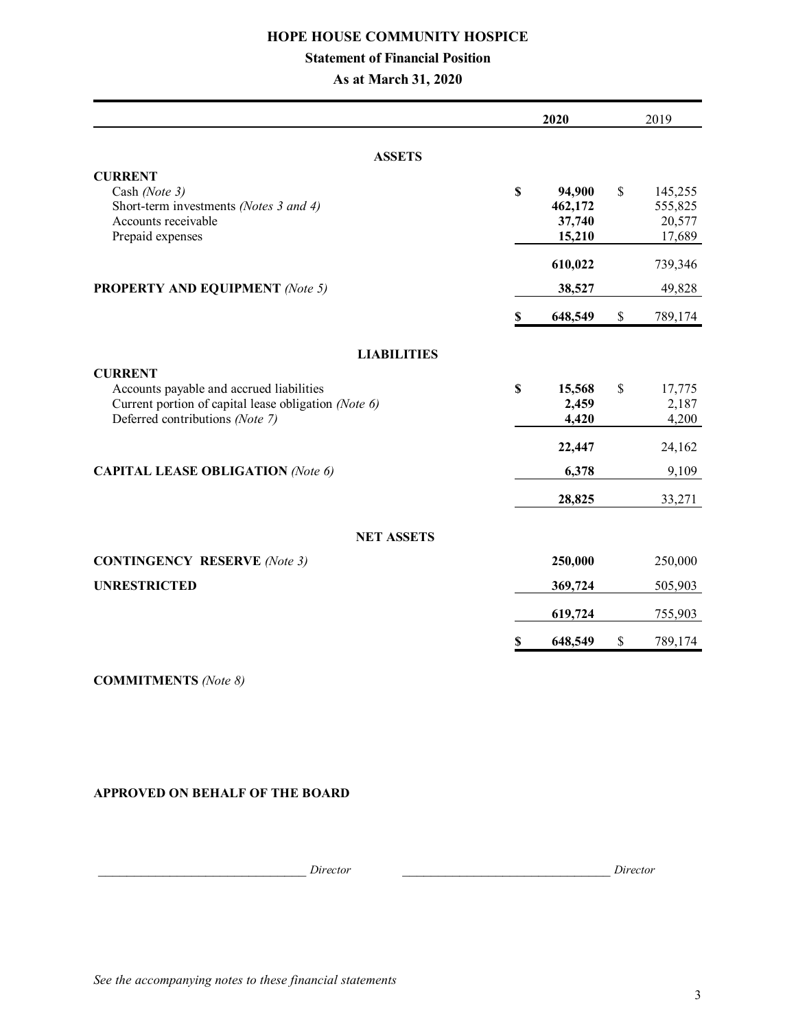# HOPE HOUSE COMMUNITY HOSPICE

## Statement of Financial Position

### As at March 31, 2020

| | 2020 | 2019 |
|---|---|---|
| **ASSETS** | | |
| **CURRENT** | | |
| Cash *(Note 3)* | **$ 94,900** | $ 145,255 |
| Short-term investments *(Notes 3 and 4)* | **462,172** | 555,825 |
| Accounts receivable | **37,740** | 20,577 |
| Prepaid expenses | **15,210** | 17,689 |
| | **610,022** | 739,346 |
| **PROPERTY AND EQUIPMENT** *(Note 5)* | **38,527** | 49,828 |
| | **$ 648,549** | $ 789,174 |
| **LIABILITIES** | | |
| **CURRENT** | | |
| Accounts payable and accrued liabilities | **$ 15,568** | $ 17,775 |
| Current portion of capital lease obligation *(Note 6)* | **2,459** | 2,187 |
| Deferred contributions *(Note 7)* | **4,420** | 4,200 |
| | **22,447** | 24,162 |
| **CAPITAL LEASE OBLIGATION** *(Note 6)* | **6,378** | 9,109 |
| | **28,825** | 33,271 |
| **NET ASSETS** | | |
| **CONTINGENCY RESERVE** *(Note 3)* | **250,000** | 250,000 |
| **UNRESTRICTED** | **369,724** | 505,903 |
| | **619,724** | 755,903 |
| | **$ 648,549** | $ 789,174 |

**COMMITMENTS** *(Note 8)*

**APPROVED ON BEHALF OF THE BOARD**

_________________________________ *Director* _________________________________ *Director*

*See the accompanying notes to these financial statements*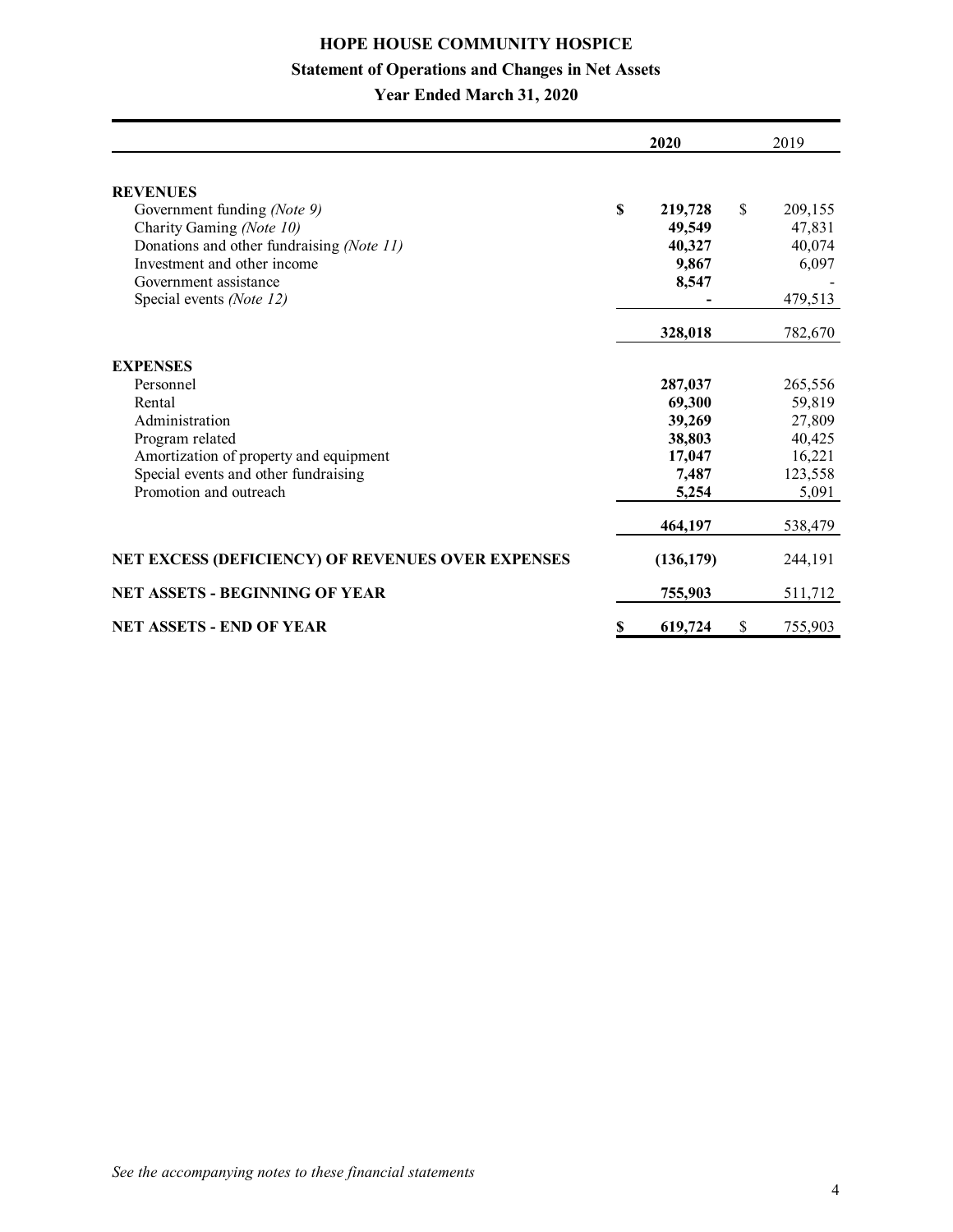# HOPE HOUSE COMMUNITY HOSPICE

## Statement of Operations and Changes in Net Assets

### Year Ended March 31, 2020

| | 2020 | 2019 |
|---|---|---|
| **REVENUES** | | |
| Government funding *(Note 9)* | **$ 219,728** | $ 209,155 |
| Charity Gaming *(Note 10)* | **49,549** | 47,831 |
| Donations and other fundraising *(Note 11)* | **40,327** | 40,074 |
| Investment and other income | **9,867** | 6,097 |
| Government assistance | **8,547** | - |
| Special events *(Note 12)* | **-** | 479,513 |
| | **328,018** | 782,670 |
| **EXPENSES** | | |
| Personnel | **287,037** | 265,556 |
| Rental | **69,300** | 59,819 |
| Administration | **39,269** | 27,809 |
| Program related | **38,803** | 40,425 |
| Amortization of property and equipment | **17,047** | 16,221 |
| Special events and other fundraising | **7,487** | 123,558 |
| Promotion and outreach | **5,254** | 5,091 |
| | **464,197** | 538,479 |
| **NET EXCESS (DEFICIENCY) OF REVENUES OVER EXPENSES** | **(136,179)** | 244,191 |
| **NET ASSETS - BEGINNING OF YEAR** | **755,903** | 511,712 |
| **NET ASSETS - END OF YEAR** | **$ 619,724** | $ 755,903 |

*See the accompanying notes to these financial statements*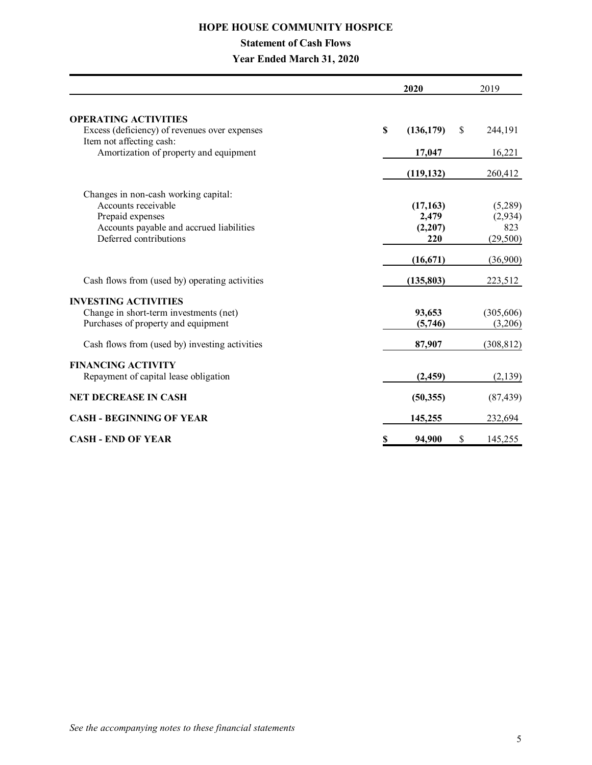# HOPE HOUSE COMMUNITY HOSPICE

## Statement of Cash Flows

### Year Ended March 31, 2020

| | 2020 | 2019 |
|---|---|---|
| **OPERATING ACTIVITIES** | | |
| Excess (deficiency) of revenues over expenses | $ (136,179) | $ 244,191 |
| Item not affecting cash: | | |
| Amortization of property and equipment | 17,047 | 16,221 |
| | (119,132) | 260,412 |
| Changes in non-cash working capital: | | |
| Accounts receivable | (17,163) | (5,289) |
| Prepaid expenses | 2,479 | (2,934) |
| Accounts payable and accrued liabilities | (2,207) | 823 |
| Deferred contributions | 220 | (29,500) |
| | (16,671) | (36,900) |
| Cash flows from (used by) operating activities | (135,803) | 223,512 |
| **INVESTING ACTIVITIES** | | |
| Change in short-term investments (net) | 93,653 | (305,606) |
| Purchases of property and equipment | (5,746) | (3,206) |
| Cash flows from (used by) investing activities | 87,907 | (308,812) |
| **FINANCING ACTIVITY** | | |
| Repayment of capital lease obligation | (2,459) | (2,139) |
| **NET DECREASE IN CASH** | (50,355) | (87,439) |
| **CASH - BEGINNING OF YEAR** | 145,255 | 232,694 |
| **CASH - END OF YEAR** | $ 94,900 | $ 145,255 |

*See the accompanying notes to these financial statements*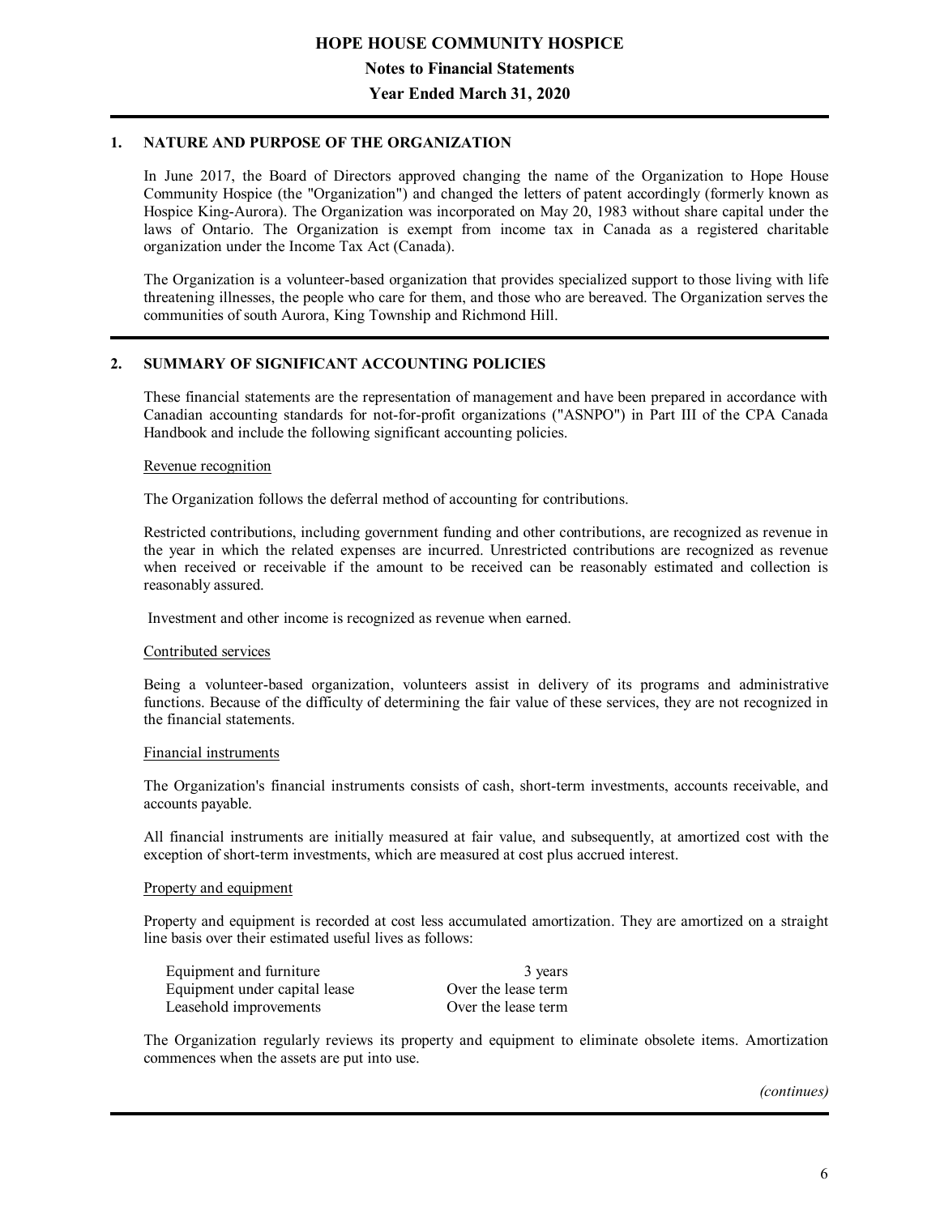# HOPE HOUSE COMMUNITY HOSPICE

## Notes to Financial Statements

## Year Ended March 31, 2020

### 1. NATURE AND PURPOSE OF THE ORGANIZATION

In June 2017, the Board of Directors approved changing the name of the Organization to Hope House Community Hospice (the "Organization") and changed the letters of patent accordingly (formerly known as Hospice King-Aurora). The Organization was incorporated on May 20, 1983 without share capital under the laws of Ontario. The Organization is exempt from income tax in Canada as a registered charitable organization under the Income Tax Act (Canada).

The Organization is a volunteer-based organization that provides specialized support to those living with life threatening illnesses, the people who care for them, and those who are bereaved. The Organization serves the communities of south Aurora, King Township and Richmond Hill.

### 2. SUMMARY OF SIGNIFICANT ACCOUNTING POLICIES

These financial statements are the representation of management and have been prepared in accordance with Canadian accounting standards for not-for-profit organizations ("ASNPO") in Part III of the CPA Canada Handbook and include the following significant accounting policies.

Revenue recognition

The Organization follows the deferral method of accounting for contributions.

Restricted contributions, including government funding and other contributions, are recognized as revenue in the year in which the related expenses are incurred. Unrestricted contributions are recognized as revenue when received or receivable if the amount to be received can be reasonably estimated and collection is reasonably assured.

Investment and other income is recognized as revenue when earned.

Contributed services

Being a volunteer-based organization, volunteers assist in delivery of its programs and administrative functions. Because of the difficulty of determining the fair value of these services, they are not recognized in the financial statements.

Financial instruments

The Organization's financial instruments consists of cash, short-term investments, accounts receivable, and accounts payable.

All financial instruments are initially measured at fair value, and subsequently, at amortized cost with the exception of short-term investments, which are measured at cost plus accrued interest.

Property and equipment

Property and equipment is recorded at cost less accumulated amortization. They are amortized on a straight line basis over their estimated useful lives as follows:

| | |
|---|---|
| Equipment and furniture | 3 years |
| Equipment under capital lease | Over the lease term |
| Leasehold improvements | Over the lease term |

The Organization regularly reviews its property and equipment to eliminate obsolete items. Amortization commences when the assets are put into use.

*(continues)*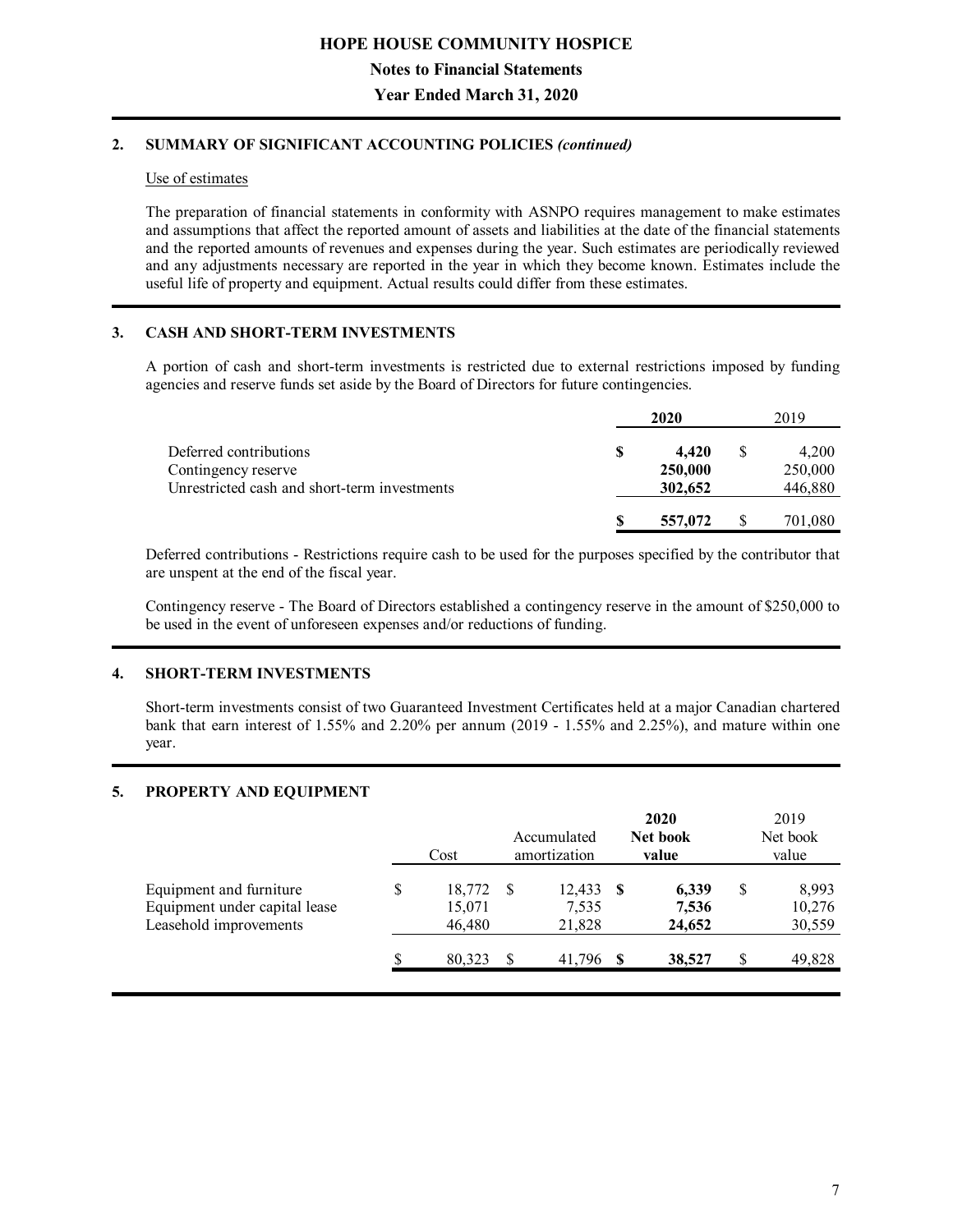## 2. SUMMARY OF SIGNIFICANT ACCOUNTING POLICIES *(continued)*

Use of estimates

The preparation of financial statements in conformity with ASNPO requires management to make estimates and assumptions that affect the reported amount of assets and liabilities at the date of the financial statements and the reported amounts of revenues and expenses during the year. Such estimates are periodically reviewed and any adjustments necessary are reported in the year in which they become known. Estimates include the useful life of property and equipment. Actual results could differ from these estimates.

## 3. CASH AND SHORT-TERM INVESTMENTS

A portion of cash and short-term investments is restricted due to external restrictions imposed by funding agencies and reserve funds set aside by the Board of Directors for future contingencies.

| | **2020** | 2019 |
|---|---|---|
| Deferred contributions | **$ 4,420** | $ 4,200 |
| Contingency reserve | **250,000** | 250,000 |
| Unrestricted cash and short-term investments | **302,652** | 446,880 |
| | **$ 557,072** | $ 701,080 |

Deferred contributions - Restrictions require cash to be used for the purposes specified by the contributor that are unspent at the end of the fiscal year.

Contingency reserve - The Board of Directors established a contingency reserve in the amount of $250,000 to be used in the event of unforeseen expenses and/or reductions of funding.

## 4. SHORT-TERM INVESTMENTS

Short-term investments consist of two Guaranteed Investment Certificates held at a major Canadian chartered bank that earn interest of 1.55% and 2.20% per annum (2019 - 1.55% and 2.25%), and mature within one year.

## 5. PROPERTY AND EQUIPMENT

| | Cost | Accumulated amortization | **2020 Net book value** | 2019 Net book value |
|---|---|---|---|---|
| Equipment and furniture | $ 18,772 | $ 12,433 | **$ 6,339** | $ 8,993 |
| Equipment under capital lease | 15,071 | 7,535 | **7,536** | 10,276 |
| Leasehold improvements | 46,480 | 21,828 | **24,652** | 30,559 |
| | $ 80,323 | $ 41,796 | **$ 38,527** | $ 49,828 |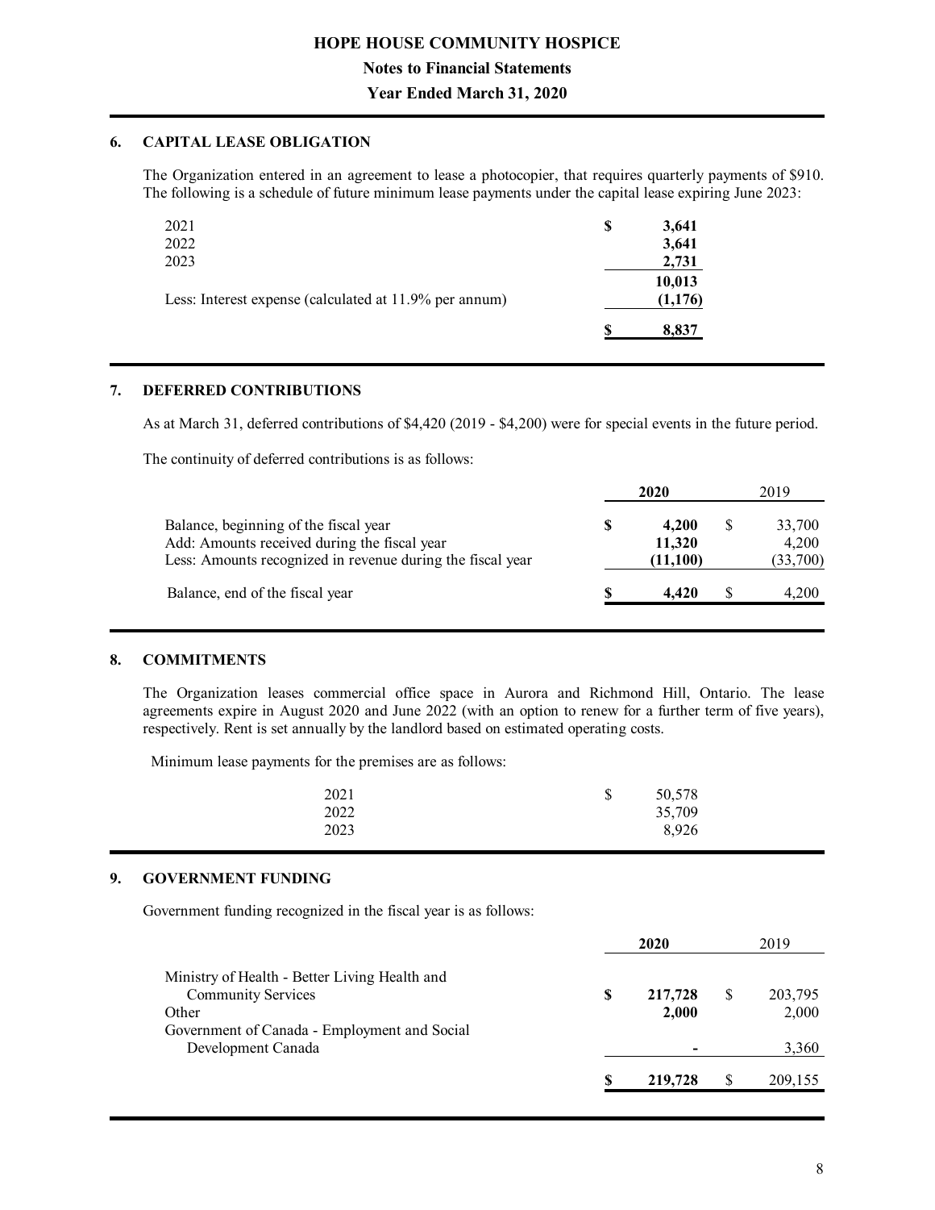### 6. CAPITAL LEASE OBLIGATION

The Organization entered in an agreement to lease a photocopier, that requires quarterly payments of $910. The following is a schedule of future minimum lease payments under the capital lease expiring June 2023:

| | |
|---|---|
| 2021 | $ 3,641 |
| 2022 | 3,641 |
| 2023 | 2,731 |
| | 10,013 |
| Less: Interest expense (calculated at 11.9% per annum) | (1,176) |
| | $ 8,837 |

### 7. DEFERRED CONTRIBUTIONS

As at March 31, deferred contributions of $4,420 (2019 - $4,200) were for special events in the future period.

The continuity of deferred contributions is as follows:

| | 2020 | 2019 |
|---|---|---|
| Balance, beginning of the fiscal year | $ 4,200 | $ 33,700 |
| Add: Amounts received during the fiscal year | 11,320 | 4,200 |
| Less: Amounts recognized in revenue during the fiscal year | (11,100) | (33,700) |
| Balance, end of the fiscal year | $ 4,420 | $ 4,200 |

### 8. COMMITMENTS

The Organization leases commercial office space in Aurora and Richmond Hill, Ontario. The lease agreements expire in August 2020 and June 2022 (with an option to renew for a further term of five years), respectively. Rent is set annually by the landlord based on estimated operating costs.

Minimum lease payments for the premises are as follows:

| | |
|---|---|
| 2021 | $ 50,578 |
| 2022 | 35,709 |
| 2023 | 8,926 |

### 9. GOVERNMENT FUNDING

Government funding recognized in the fiscal year is as follows:

| | 2020 | 2019 |
|---|---|---|
| Ministry of Health - Better Living Health and Community Services | $ 217,728 | $ 203,795 |
| Other | 2,000 | 2,000 |
| Government of Canada - Employment and Social Development Canada | - | 3,360 |
| | $ 219,728 | $ 209,155 |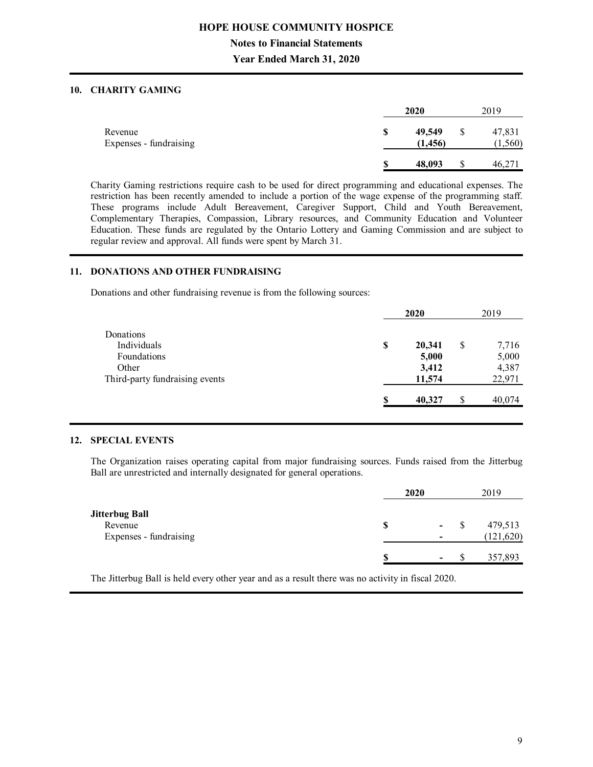## 10. CHARITY GAMING

| | 2020 | 2019 |
|---|---|---|
| Revenue | **$ 49,549** | $ 47,831 |
| Expenses - fundraising | **(1,456)** | (1,560) |
| | **$ 48,093** | $ 46,271 |

Charity Gaming restrictions require cash to be used for direct programming and educational expenses. The restriction has been recently amended to include a portion of the wage expense of the programming staff. These programs include Adult Bereavement, Caregiver Support, Child and Youth Bereavement, Complementary Therapies, Compassion, Library resources, and Community Education and Volunteer Education. These funds are regulated by the Ontario Lottery and Gaming Commission and are subject to regular review and approval. All funds were spent by March 31.

## 11. DONATIONS AND OTHER FUNDRAISING

Donations and other fundraising revenue is from the following sources:

| | 2020 | 2019 |
|---|---|---|
| Donations | | |
| Individuals | **$ 20,341** | $ 7,716 |
| Foundations | **5,000** | 5,000 |
| Other | **3,412** | 4,387 |
| Third-party fundraising events | **11,574** | 22,971 |
| | **$ 40,327** | $ 40,074 |

## 12. SPECIAL EVENTS

The Organization raises operating capital from major fundraising sources. Funds raised from the Jitterbug Ball are unrestricted and internally designated for general operations.

| | 2020 | 2019 |
|---|---|---|
| **Jitterbug Ball** | | |
| Revenue | **$ -** | $ 479,513 |
| Expenses - fundraising | **-** | (121,620) |
| | **$ -** | $ 357,893 |

The Jitterbug Ball is held every other year and as a result there was no activity in fiscal 2020.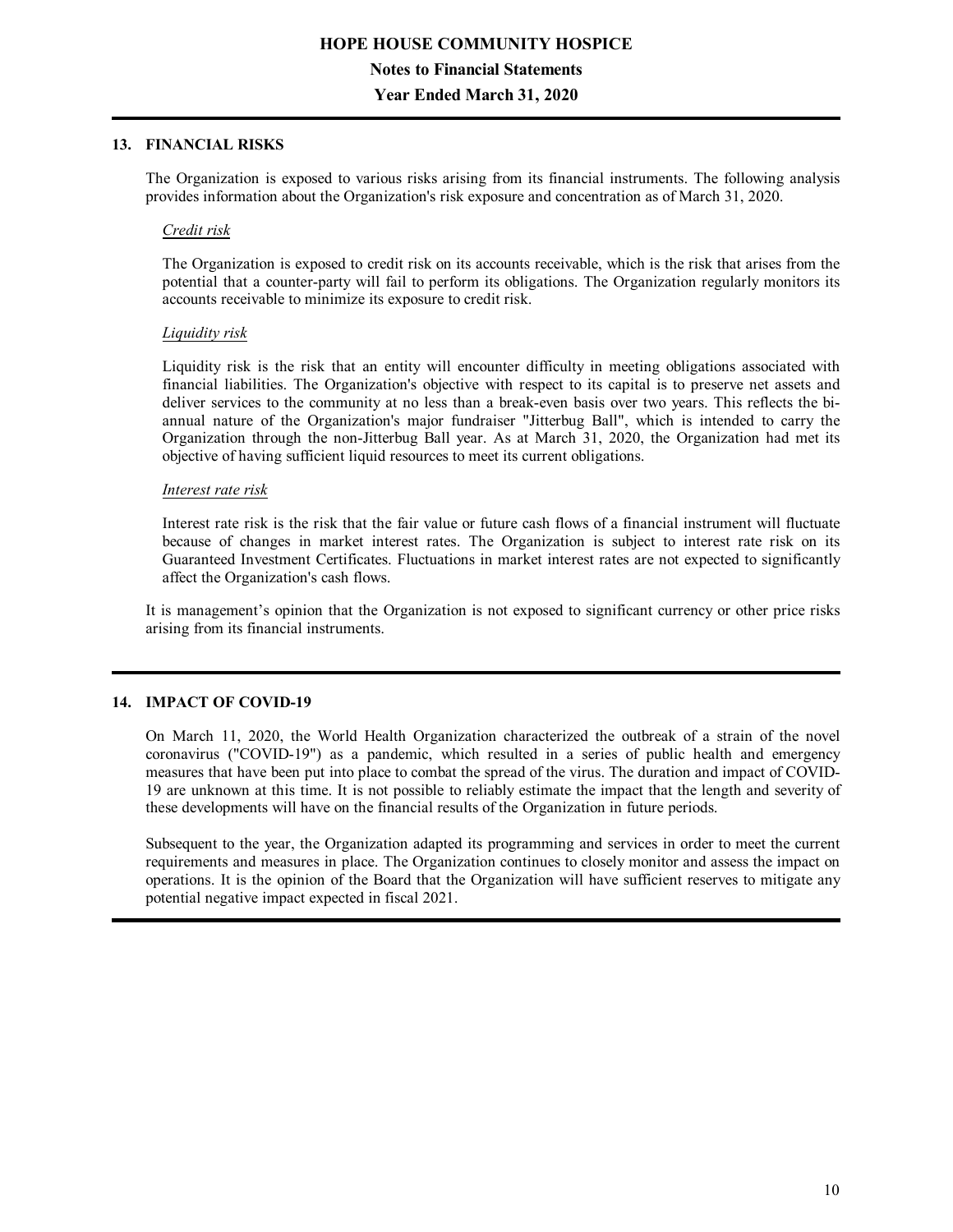## 13. FINANCIAL RISKS

The Organization is exposed to various risks arising from its financial instruments. The following analysis provides information about the Organization's risk exposure and concentration as of March 31, 2020.

*Credit risk*

The Organization is exposed to credit risk on its accounts receivable, which is the risk that arises from the potential that a counter-party will fail to perform its obligations. The Organization regularly monitors its accounts receivable to minimize its exposure to credit risk.

*Liquidity risk*

Liquidity risk is the risk that an entity will encounter difficulty in meeting obligations associated with financial liabilities. The Organization's objective with respect to its capital is to preserve net assets and deliver services to the community at no less than a break-even basis over two years. This reflects the bi-annual nature of the Organization's major fundraiser "Jitterbug Ball", which is intended to carry the Organization through the non-Jitterbug Ball year. As at March 31, 2020, the Organization had met its objective of having sufficient liquid resources to meet its current obligations.

*Interest rate risk*

Interest rate risk is the risk that the fair value or future cash flows of a financial instrument will fluctuate because of changes in market interest rates. The Organization is subject to interest rate risk on its Guaranteed Investment Certificates. Fluctuations in market interest rates are not expected to significantly affect the Organization's cash flows.

It is management's opinion that the Organization is not exposed to significant currency or other price risks arising from its financial instruments.

## 14. IMPACT OF COVID-19

On March 11, 2020, the World Health Organization characterized the outbreak of a strain of the novel coronavirus ("COVID-19") as a pandemic, which resulted in a series of public health and emergency measures that have been put into place to combat the spread of the virus. The duration and impact of COVID-19 are unknown at this time. It is not possible to reliably estimate the impact that the length and severity of these developments will have on the financial results of the Organization in future periods.

Subsequent to the year, the Organization adapted its programming and services in order to meet the current requirements and measures in place. The Organization continues to closely monitor and assess the impact on operations. It is the opinion of the Board that the Organization will have sufficient reserves to mitigate any potential negative impact expected in fiscal 2021.